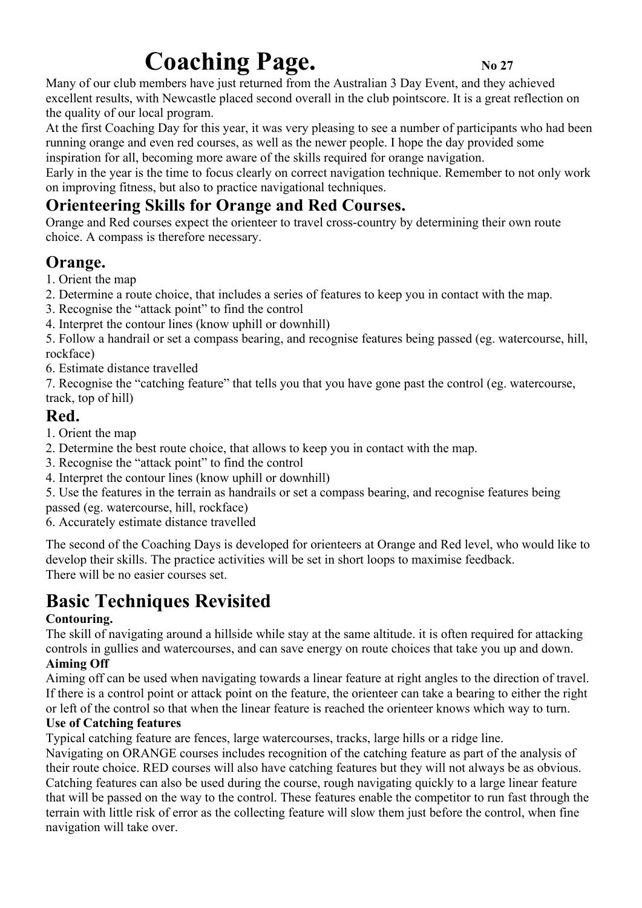# Coaching Page. No 27

Many of our club members have just returned from the Australian 3 Day Event, and they achieved excellent results, with Newcastle placed second overall in the club pointscore. It is a great reflection on the quality of our local program.

At the first Coaching Day for this year, it was very pleasing to see a number of participants who had been running orange and even red courses, as well as the newer people. I hope the day provided some inspiration for all, becoming more aware of the skills required for orange navigation.

Early in the year is the time to focus clearly on correct navigation technique. Remember to not only work on improving fitness, but also to practice navigational techniques.

## Orienteering Skills for Orange and Red Courses.

Orange and Red courses expect the orienteer to travel cross-country by determining their own route choice. A compass is therefore necessary.

### Orange.

1. Orient the map
2. Determine a route choice, that includes a series of features to keep you in contact with the map.
3. Recognise the "attack point" to find the control
4. Interpret the contour lines (know uphill or downhill)
5. Follow a handrail or set a compass bearing, and recognise features being passed (eg. watercourse, hill, rockface)
6. Estimate distance travelled
7. Recognise the "catching feature" that tells you that you have gone past the control (eg. watercourse, track, top of hill)

### Red.

1. Orient the map
2. Determine the best route choice, that allows to keep you in contact with the map.
3. Recognise the "attack point" to find the control
4. Interpret the contour lines (know uphill or downhill)
5. Use the features in the terrain as handrails or set a compass bearing, and recognise features being passed (eg. watercourse, hill, rockface)
6. Accurately estimate distance travelled

The second of the Coaching Days is developed for orienteers at Orange and Red level, who would like to develop their skills. The practice activities will be set in short loops to maximise feedback.
There will be no easier courses set.

## Basic Techniques Revisited

**Contouring.**

The skill of navigating around a hillside while stay at the same altitude. it is often required for attacking controls in gullies and watercourses, and can save energy on route choices that take you up and down.

**Aiming Off**

Aiming off can be used when navigating towards a linear feature at right angles to the direction of travel. If there is a control point or attack point on the feature, the orienteer can take a bearing to either the right or left of the control so that when the linear feature is reached the orienteer knows which way to turn.

**Use of Catching features**

Typical catching feature are fences, large watercourses, tracks, large hills or a ridge line.

Navigating on ORANGE courses includes recognition of the catching feature as part of the analysis of their route choice. RED courses will also have catching features but they will not always be as obvious. Catching features can also be used during the course, rough navigating quickly to a large linear feature that will be passed on the way to the control. These features enable the competitor to run fast through the terrain with little risk of error as the collecting feature will slow them just before the control, when fine navigation will take over.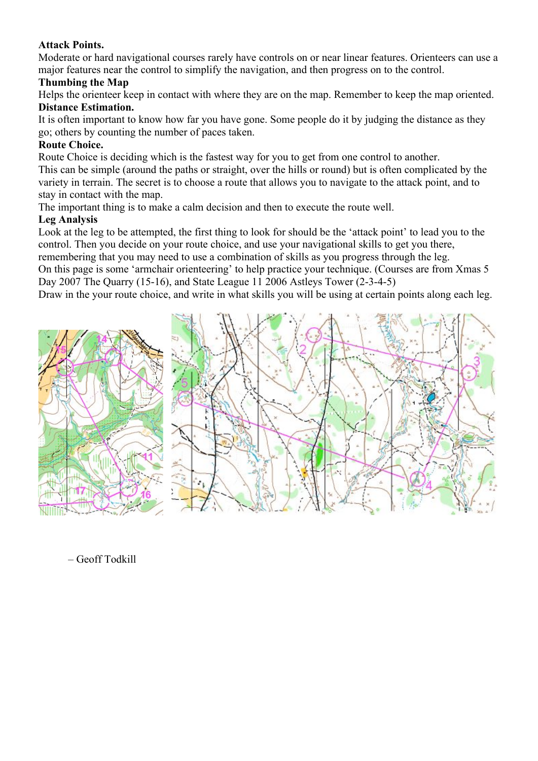**Attack Points.**

Moderate or hard navigational courses rarely have controls on or near linear features. Orienteers can use a major features near the control to simplify the navigation, and then progress on to the control.

**Thumbing the Map**

Helps the orienteer keep in contact with where they are on the map. Remember to keep the map oriented.

**Distance Estimation.**

It is often important to know how far you have gone. Some people do it by judging the distance as they go; others by counting the number of paces taken.

**Route Choice.**

Route Choice is deciding which is the fastest way for you to get from one control to another.

This can be simple (around the paths or straight, over the hills or round) but is often complicated by the variety in terrain. The secret is to choose a route that allows you to navigate to the attack point, and to stay in contact with the map.

The important thing is to make a calm decision and then to execute the route well.

**Leg Analysis**

Look at the leg to be attempted, the first thing to look for should be the 'attack point' to lead you to the control. Then you decide on your route choice, and use your navigational skills to get you there, remembering that you may need to use a combination of skills as you progress through the leg.

On this page is some 'armchair orienteering' to help practice your technique. (Courses are from Xmas 5 Day 2007 The Quarry (15-16), and State League 11 2006 Astleys Tower (2-3-4-5)

Draw in the your route choice, and write in what skills you will be using at certain points along each leg.

15
14
11
17
16

2
3
5
4

– Geoff Todkill